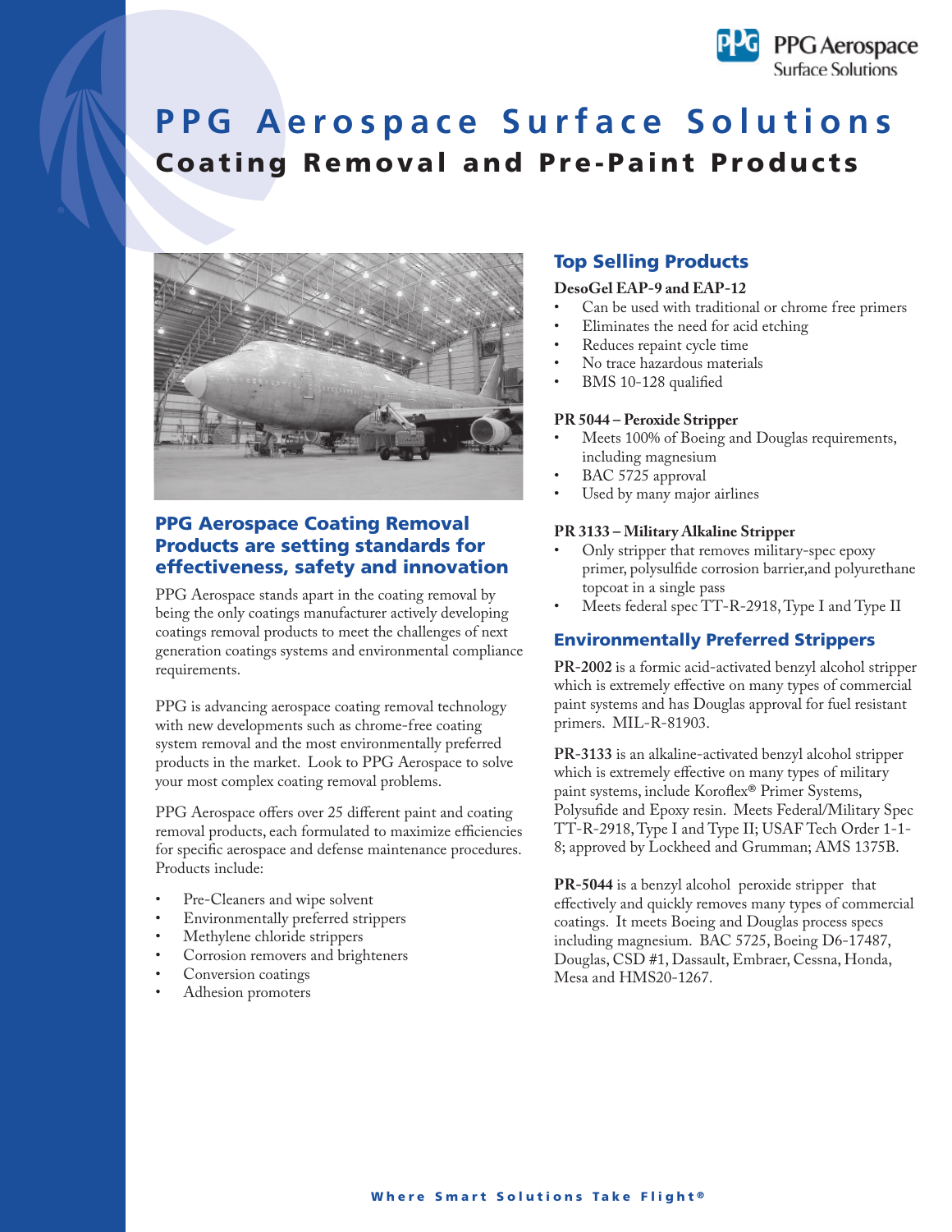# PPG Aerospace Surface Solutions

## Coating Removal and Pre-Paint Products

### PPG Aerospace Coating Removal Products are setting standards for effectiveness, safety and innovation

PPG Aerospace stands apart in the coating removal by being the only coatings manufacturer actively developing coatings removal products to meet the challenges of next generation coatings systems and environmental compliance requirements.

PPG is advancing aerospace coating removal technology with new developments such as chrome-free coating system removal and the most environmentally preferred products in the market. Look to PPG Aerospace to solve your most complex coating removal problems.

PPG Aerospace offers over 25 different paint and coating removal products, each formulated to maximize efficiencies for specific aerospace and defense maintenance procedures. Products include:

- Pre-Cleaners and wipe solvent
- Environmentally preferred strippers
- Methylene chloride strippers
- Corrosion removers and brighteners
- Conversion coatings
- Adhesion promoters

### Top Selling Products

**DesoGel EAP-9 and EAP-12**

- Can be used with traditional or chrome free primers
- Eliminates the need for acid etching
- Reduces repaint cycle time
- No trace hazardous materials
- BMS 10-128 qualified

**PR 5044 – Peroxide Stripper**

- Meets 100% of Boeing and Douglas requirements, including magnesium
- BAC 5725 approval
- Used by many major airlines

**PR 3133 – Military Alkaline Stripper**

- Only stripper that removes military-spec epoxy primer, polysulfide corrosion barrier,and polyurethane topcoat in a single pass
- Meets federal spec TT-R-2918, Type I and Type II

### Environmentally Preferred Strippers

**PR-2002** is a formic acid-activated benzyl alcohol stripper which is extremely effective on many types of commercial paint systems and has Douglas approval for fuel resistant primers. MIL-R-81903.

**PR-3133** is an alkaline-activated benzyl alcohol stripper which is extremely effective on many types of military paint systems, include Koroflex® Primer Systems, Polysufide and Epoxy resin. Meets Federal/Military Spec TT-R-2918, Type I and Type II; USAF Tech Order 1-1-8; approved by Lockheed and Grumman; AMS 1375B.

**PR-5044** is a benzyl alcohol peroxide stripper that effectively and quickly removes many types of commercial coatings. It meets Boeing and Douglas process specs including magnesium. BAC 5725, Boeing D6-17487, Douglas, CSD #1, Dassault, Embraer, Cessna, Honda, Mesa and HMS20-1267.

Where Smart Solutions Take Flight®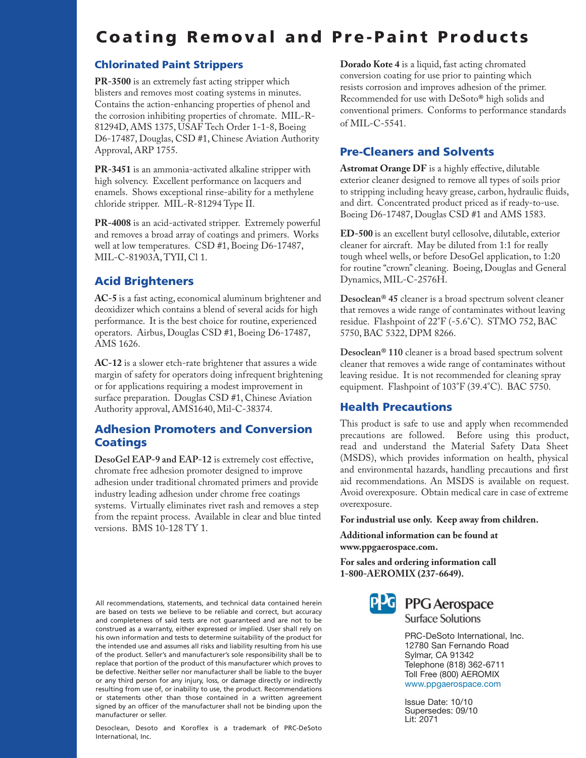# Coating Removal and Pre-Paint Products

## Chlorinated Paint Strippers

**PR-3500** is an extremely fast acting stripper which blisters and removes most coating systems in minutes. Contains the action-enhancing properties of phenol and the corrosion inhibiting properties of chromate. MIL-R-81294D, AMS 1375, USAF Tech Order 1-1-8, Boeing D6-17487, Douglas, CSD #1, Chinese Aviation Authority Approval, ARP 1755.

**PR-3451** is an ammonia-activated alkaline stripper with high solvency. Excellent performance on lacquers and enamels. Shows exceptional rinse-ability for a methylene chloride stripper. MIL-R-81294 Type II.

**PR-4008** is an acid-activated stripper. Extremely powerful and removes a broad array of coatings and primers. Works well at low temperatures. CSD #1, Boeing D6-17487, MIL-C-81903A, TYII, Cl 1.

## Acid Brighteners

**AC-5** is a fast acting, economical aluminum brightener and deoxidizer which contains a blend of several acids for high performance. It is the best choice for routine, experienced operators. Airbus, Douglas CSD #1, Boeing D6-17487, AMS 1626.

**AC-12** is a slower etch-rate brightener that assures a wide margin of safety for operators doing infrequent brightening or for applications requiring a modest improvement in surface preparation. Douglas CSD #1, Chinese Aviation Authority approval, AMS1640, Mil-C-38374.

## Adhesion Promoters and Conversion Coatings

**DesoGel EAP-9 and EAP-12** is extremely cost effective, chromate free adhesion promoter designed to improve adhesion under traditional chromated primers and provide industry leading adhesion under chrome free coatings systems. Virtually eliminates rivet rash and removes a step from the repaint process. Available in clear and blue tinted versions. BMS 10-128 TY 1.

**Dorado Kote 4** is a liquid, fast acting chromated conversion coating for use prior to painting which resists corrosion and improves adhesion of the primer. Recommended for use with DeSoto® high solids and conventional primers. Conforms to performance standards of MIL-C-5541.

## Pre-Cleaners and Solvents

**Astromat Orange DF** is a highly effective, dilutable exterior cleaner designed to remove all types of soils prior to stripping including heavy grease, carbon, hydraulic fluids, and dirt. Concentrated product priced as if ready-to-use. Boeing D6-17487, Douglas CSD #1 and AMS 1583.

**ED-500** is an excellent butyl cellosolve, dilutable, exterior cleaner for aircraft. May be diluted from 1:1 for really tough wheel wells, or before DesoGel application, to 1:20 for routine "crown" cleaning. Boeing, Douglas and General Dynamics, MIL-C-2576H.

**Desoclean® 45** cleaner is a broad spectrum solvent cleaner that removes a wide range of contaminates without leaving residue. Flashpoint of 22˚F (-5.6˚C). STMO 752, BAC 5750, BAC 5322, DPM 8266.

**Desoclean® 110** cleaner is a broad based spectrum solvent cleaner that removes a wide range of contaminates without leaving residue. It is not recommended for cleaning spray equipment. Flashpoint of 103˚F (39.4˚C). BAC 5750.

## Health Precautions

This product is safe to use and apply when recommended precautions are followed. Before using this product, read and understand the Material Safety Data Sheet (MSDS), which provides information on health, physical and environmental hazards, handling precautions and first aid recommendations. An MSDS is available on request. Avoid overexposure. Obtain medical care in case of extreme overexposure.

**For industrial use only. Keep away from children.**

**Additional information can be found at www.ppgaerospace.com.**

**For sales and ordering information call 1-800-AEROMIX (237-6649).**

All recommendations, statements, and technical data contained herein are based on tests we believe to be reliable and correct, but accuracy and completeness of said tests are not guaranteed and are not to be construed as a warranty, either expressed or implied. User shall rely on his own information and tests to determine suitability of the product for the intended use and assumes all risks and liability resulting from his use of the product. Seller's and manufacturer's sole responsibility shall be to replace that portion of the product of this manufacturer which proves to be defective. Neither seller nor manufacturer shall be liable to the buyer or any third person for any injury, loss, or damage directly or indirectly resulting from use of, or inability to use, the product. Recommendations or statements other than those contained in a written agreement signed by an officer of the manufacturer shall not be binding upon the manufacturer or seller.

Desoclean, Desoto and Koroflex is a trademark of PRC-DeSoto International, Inc.

PPG Aerospace
Surface Solutions

PRC-DeSoto International, Inc.
12780 San Fernando Road
Sylmar, CA 91342
Telephone (818) 362-6711
Toll Free (800) AEROMIX
www.ppgaerospace.com

Issue Date: 10/10
Supersedes: 09/10
Lit: 2071